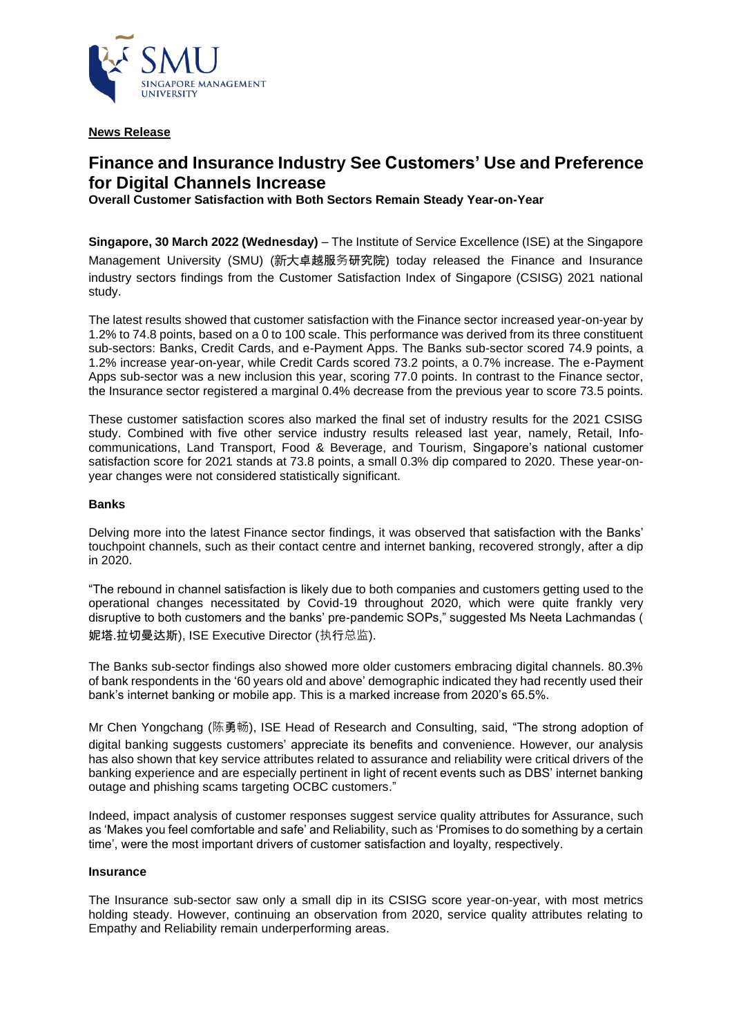**News Release**

# Finance and Insurance Industry See Customers' Use and Preference for Digital Channels Increase

**Overall Customer Satisfaction with Both Sectors Remain Steady Year-on-Year**

**Singapore, 30 March 2022 (Wednesday)** – The Institute of Service Excellence (ISE) at the Singapore Management University (SMU) (新大卓越服务研究院) today released the Finance and Insurance industry sectors findings from the Customer Satisfaction Index of Singapore (CSISG) 2021 national study.

The latest results showed that customer satisfaction with the Finance sector increased year-on-year by 1.2% to 74.8 points, based on a 0 to 100 scale. This performance was derived from its three constituent sub-sectors: Banks, Credit Cards, and e-Payment Apps. The Banks sub-sector scored 74.9 points, a 1.2% increase year-on-year, while Credit Cards scored 73.2 points, a 0.7% increase. The e-Payment Apps sub-sector was a new inclusion this year, scoring 77.0 points. In contrast to the Finance sector, the Insurance sector registered a marginal 0.4% decrease from the previous year to score 73.5 points.

These customer satisfaction scores also marked the final set of industry results for the 2021 CSISG study. Combined with five other service industry results released last year, namely, Retail, Info-communications, Land Transport, Food & Beverage, and Tourism, Singapore's national customer satisfaction score for 2021 stands at 73.8 points, a small 0.3% dip compared to 2020. These year-on-year changes were not considered statistically significant.

### Banks

Delving more into the latest Finance sector findings, it was observed that satisfaction with the Banks' touchpoint channels, such as their contact centre and internet banking, recovered strongly, after a dip in 2020.

"The rebound in channel satisfaction is likely due to both companies and customers getting used to the operational changes necessitated by Covid-19 throughout 2020, which were quite frankly very disruptive to both customers and the banks' pre-pandemic SOPs," suggested Ms Neeta Lachmandas (妮塔.拉切曼达斯), ISE Executive Director (执行总监).

The Banks sub-sector findings also showed more older customers embracing digital channels. 80.3% of bank respondents in the '60 years old and above' demographic indicated they had recently used their bank's internet banking or mobile app. This is a marked increase from 2020's 65.5%.

Mr Chen Yongchang (陈勇畅), ISE Head of Research and Consulting, said, "The strong adoption of digital banking suggests customers' appreciate its benefits and convenience. However, our analysis has also shown that key service attributes related to assurance and reliability were critical drivers of the banking experience and are especially pertinent in light of recent events such as DBS' internet banking outage and phishing scams targeting OCBC customers."

Indeed, impact analysis of customer responses suggest service quality attributes for Assurance, such as 'Makes you feel comfortable and safe' and Reliability, such as 'Promises to do something by a certain time', were the most important drivers of customer satisfaction and loyalty, respectively.

### Insurance

The Insurance sub-sector saw only a small dip in its CSISG score year-on-year, with most metrics holding steady. However, continuing an observation from 2020, service quality attributes relating to Empathy and Reliability remain underperforming areas.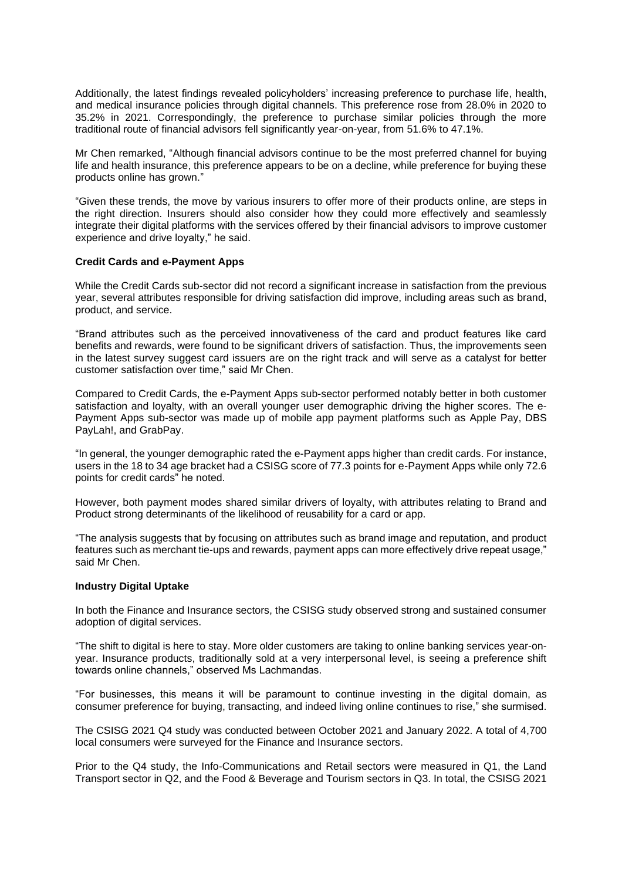Additionally, the latest findings revealed policyholders' increasing preference to purchase life, health, and medical insurance policies through digital channels. This preference rose from 28.0% in 2020 to 35.2% in 2021. Correspondingly, the preference to purchase similar policies through the more traditional route of financial advisors fell significantly year-on-year, from 51.6% to 47.1%.

Mr Chen remarked, "Although financial advisors continue to be the most preferred channel for buying life and health insurance, this preference appears to be on a decline, while preference for buying these products online has grown."

"Given these trends, the move by various insurers to offer more of their products online, are steps in the right direction. Insurers should also consider how they could more effectively and seamlessly integrate their digital platforms with the services offered by their financial advisors to improve customer experience and drive loyalty," he said.

**Credit Cards and e-Payment Apps**

While the Credit Cards sub-sector did not record a significant increase in satisfaction from the previous year, several attributes responsible for driving satisfaction did improve, including areas such as brand, product, and service.

"Brand attributes such as the perceived innovativeness of the card and product features like card benefits and rewards, were found to be significant drivers of satisfaction. Thus, the improvements seen in the latest survey suggest card issuers are on the right track and will serve as a catalyst for better customer satisfaction over time," said Mr Chen.

Compared to Credit Cards, the e-Payment Apps sub-sector performed notably better in both customer satisfaction and loyalty, with an overall younger user demographic driving the higher scores. The e-Payment Apps sub-sector was made up of mobile app payment platforms such as Apple Pay, DBS PayLah!, and GrabPay.

"In general, the younger demographic rated the e-Payment apps higher than credit cards. For instance, users in the 18 to 34 age bracket had a CSISG score of 77.3 points for e-Payment Apps while only 72.6 points for credit cards" he noted.

However, both payment modes shared similar drivers of loyalty, with attributes relating to Brand and Product strong determinants of the likelihood of reusability for a card or app.

"The analysis suggests that by focusing on attributes such as brand image and reputation, and product features such as merchant tie-ups and rewards, payment apps can more effectively drive repeat usage," said Mr Chen.

**Industry Digital Uptake**

In both the Finance and Insurance sectors, the CSISG study observed strong and sustained consumer adoption of digital services.

"The shift to digital is here to stay. More older customers are taking to online banking services year-on-year. Insurance products, traditionally sold at a very interpersonal level, is seeing a preference shift towards online channels," observed Ms Lachmandas.

"For businesses, this means it will be paramount to continue investing in the digital domain, as consumer preference for buying, transacting, and indeed living online continues to rise," she surmised.

The CSISG 2021 Q4 study was conducted between October 2021 and January 2022. A total of 4,700 local consumers were surveyed for the Finance and Insurance sectors.

Prior to the Q4 study, the Info-Communications and Retail sectors were measured in Q1, the Land Transport sector in Q2, and the Food & Beverage and Tourism sectors in Q3. In total, the CSISG 2021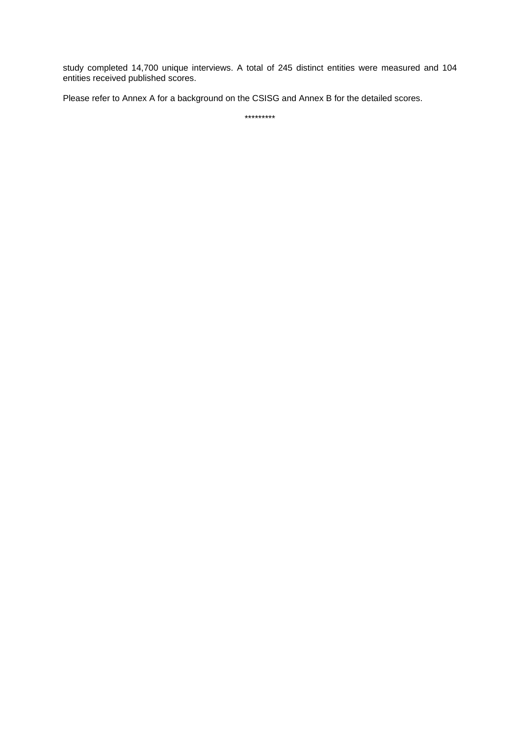study completed 14,700 unique interviews. A total of 245 distinct entities were measured and 104 entities received published scores.

Please refer to Annex A for a background on the CSISG and Annex B for the detailed scores.

*********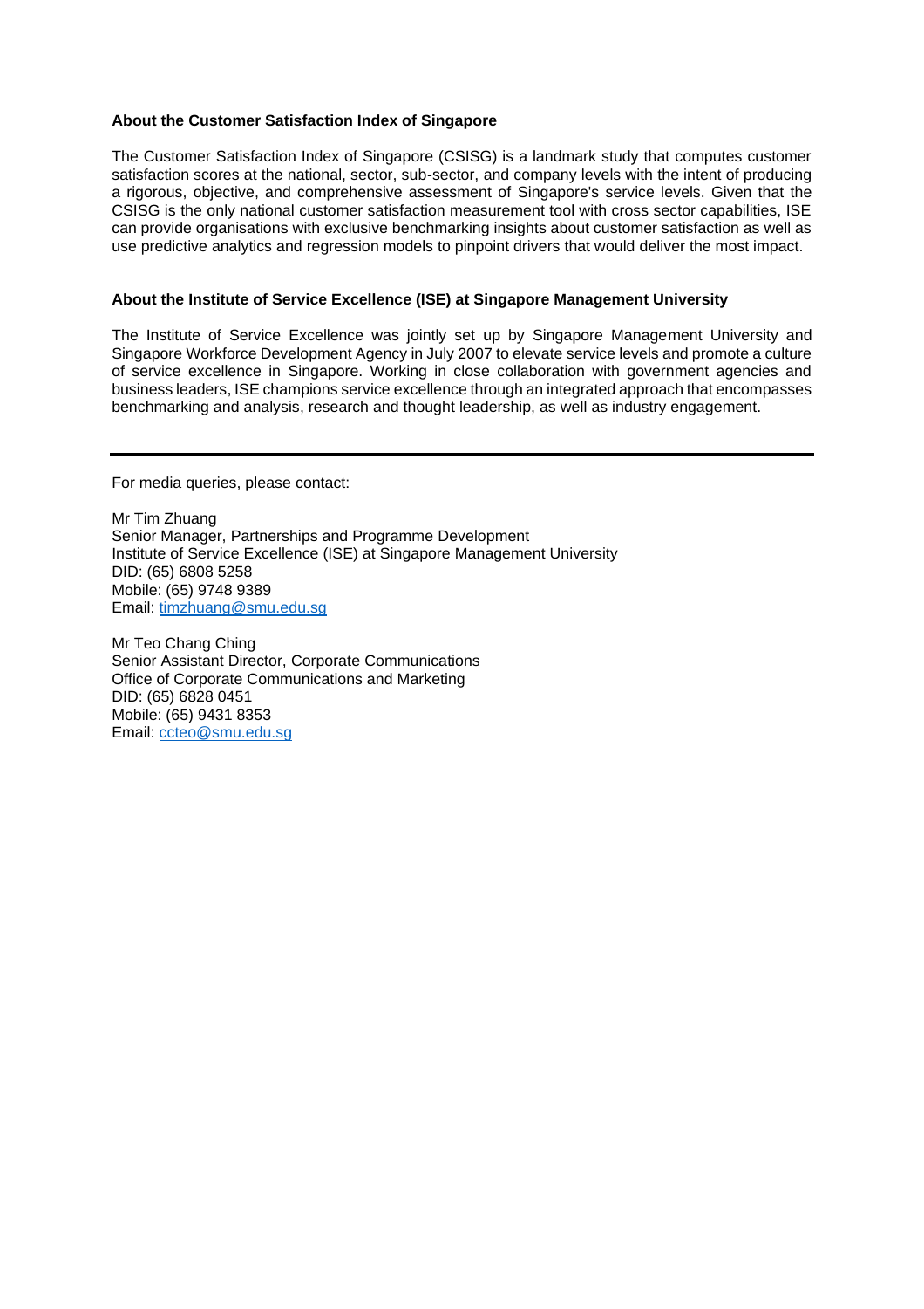**About the Customer Satisfaction Index of Singapore**

The Customer Satisfaction Index of Singapore (CSISG) is a landmark study that computes customer satisfaction scores at the national, sector, sub-sector, and company levels with the intent of producing a rigorous, objective, and comprehensive assessment of Singapore's service levels. Given that the CSISG is the only national customer satisfaction measurement tool with cross sector capabilities, ISE can provide organisations with exclusive benchmarking insights about customer satisfaction as well as use predictive analytics and regression models to pinpoint drivers that would deliver the most impact.

**About the Institute of Service Excellence (ISE) at Singapore Management University**

The Institute of Service Excellence was jointly set up by Singapore Management University and Singapore Workforce Development Agency in July 2007 to elevate service levels and promote a culture of service excellence in Singapore. Working in close collaboration with government agencies and business leaders, ISE champions service excellence through an integrated approach that encompasses benchmarking and analysis, research and thought leadership, as well as industry engagement.

---

For media queries, please contact:

Mr Tim Zhuang
Senior Manager, Partnerships and Programme Development
Institute of Service Excellence (ISE) at Singapore Management University
DID: (65) 6808 5258
Mobile: (65) 9748 9389
Email: timzhuang@smu.edu.sg

Mr Teo Chang Ching
Senior Assistant Director, Corporate Communications
Office of Corporate Communications and Marketing
DID: (65) 6828 0451
Mobile: (65) 9431 8353
Email: ccteo@smu.edu.sg